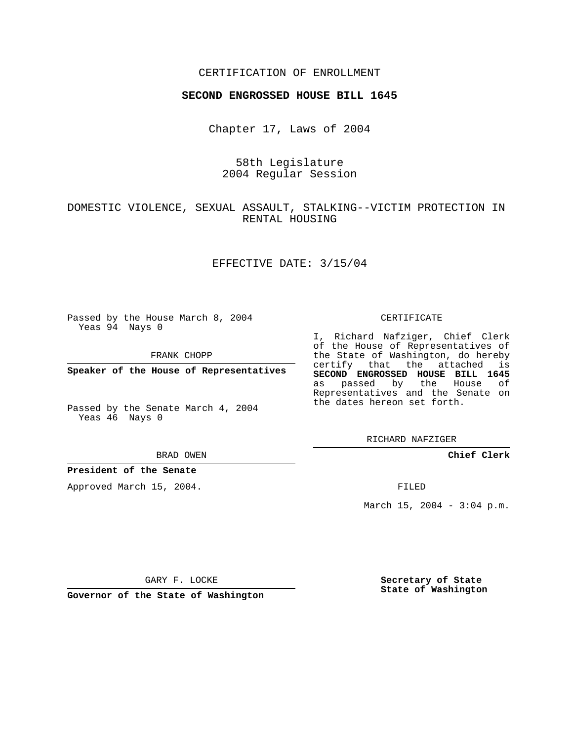CERTIFICATION OF ENROLLMENT

**SECOND ENGROSSED HOUSE BILL 1645**

Chapter 17, Laws of 2004

58th Legislature
2004 Regular Session

DOMESTIC VIOLENCE, SEXUAL ASSAULT, STALKING--VICTIM PROTECTION IN RENTAL HOUSING

EFFECTIVE DATE: 3/15/04

Passed by the House March 8, 2004
Yeas 94 Nays 0

FRANK CHOPP

**Speaker of the House of Representatives**

Passed by the Senate March 4, 2004
Yeas 46 Nays 0

BRAD OWEN

**President of the Senate**

Approved March 15, 2004.

GARY F. LOCKE

**Governor of the State of Washington**

CERTIFICATE

I, Richard Nafziger, Chief Clerk of the House of Representatives of the State of Washington, do hereby certify that the attached is **SECOND ENGROSSED HOUSE BILL 1645** as passed by the House of Representatives and the Senate on the dates hereon set forth.

RICHARD NAFZIGER

**Chief Clerk**

FILED

March 15, 2004 - 3:04 p.m.

**Secretary of State**
**State of Washington**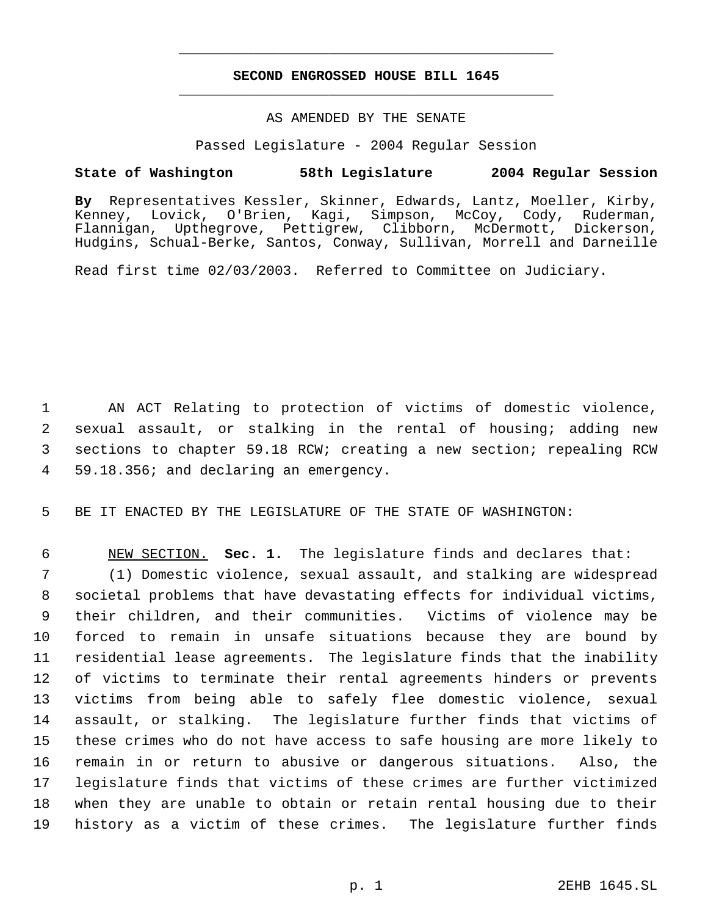# SECOND ENGROSSED HOUSE BILL 1645

AS AMENDED BY THE SENATE

Passed Legislature - 2004 Regular Session

**State of Washington 58th Legislature 2004 Regular Session**

**By** Representatives Kessler, Skinner, Edwards, Lantz, Moeller, Kirby, Kenney, Lovick, O'Brien, Kagi, Simpson, McCoy, Cody, Ruderman, Flannigan, Upthegrove, Pettigrew, Clibborn, McDermott, Dickerson, Hudgins, Schual-Berke, Santos, Conway, Sullivan, Morrell and Darneille

Read first time 02/03/2003. Referred to Committee on Judiciary.

AN ACT Relating to protection of victims of domestic violence, sexual assault, or stalking in the rental of housing; adding new sections to chapter 59.18 RCW; creating a new section; repealing RCW 59.18.356; and declaring an emergency.

BE IT ENACTED BY THE LEGISLATURE OF THE STATE OF WASHINGTON:

NEW SECTION. **Sec. 1.** The legislature finds and declares that:

(1) Domestic violence, sexual assault, and stalking are widespread societal problems that have devastating effects for individual victims, their children, and their communities. Victims of violence may be forced to remain in unsafe situations because they are bound by residential lease agreements. The legislature finds that the inability of victims to terminate their rental agreements hinders or prevents victims from being able to safely flee domestic violence, sexual assault, or stalking. The legislature further finds that victims of these crimes who do not have access to safe housing are more likely to remain in or return to abusive or dangerous situations. Also, the legislature finds that victims of these crimes are further victimized when they are unable to obtain or retain rental housing due to their history as a victim of these crimes. The legislature further finds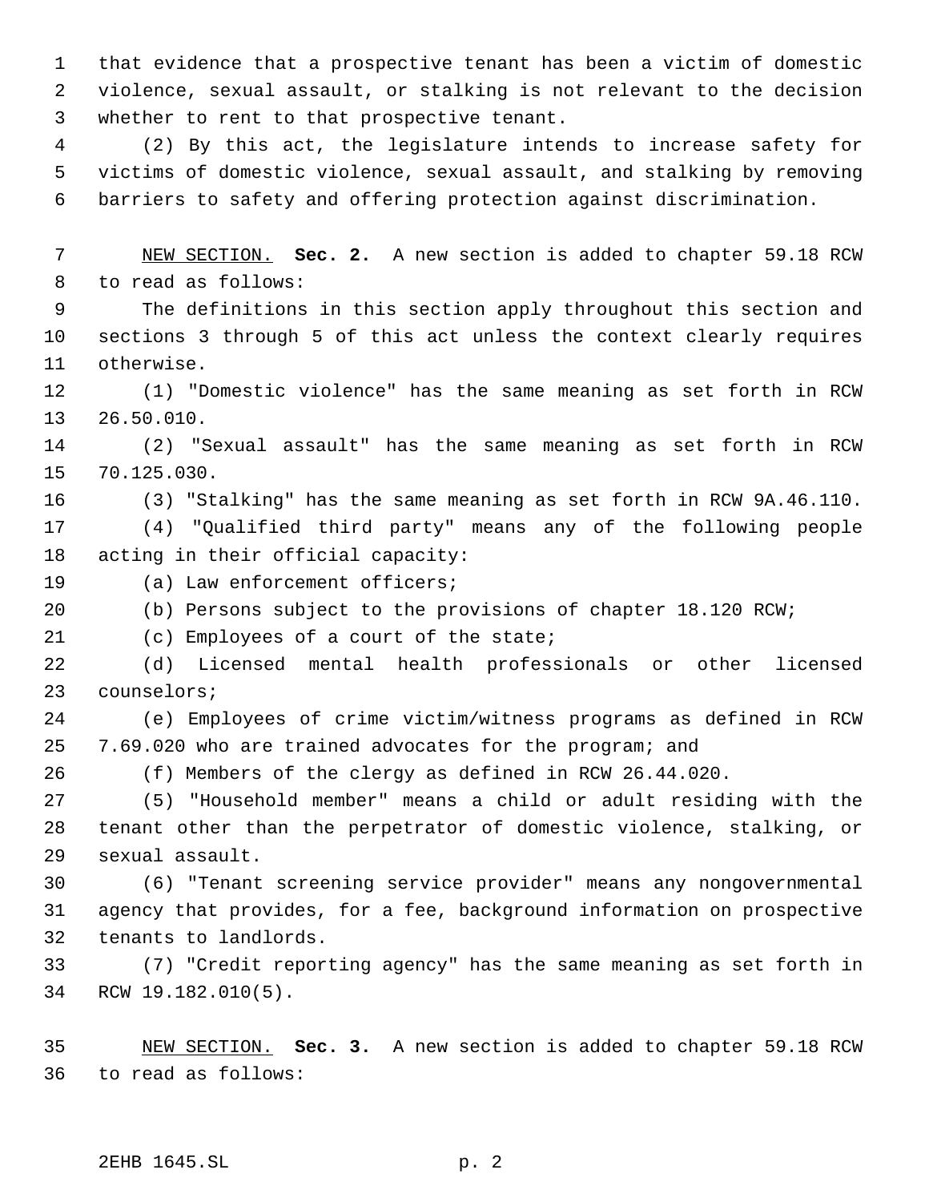that evidence that a prospective tenant has been a victim of domestic violence, sexual assault, or stalking is not relevant to the decision whether to rent to that prospective tenant.

(2) By this act, the legislature intends to increase safety for victims of domestic violence, sexual assault, and stalking by removing barriers to safety and offering protection against discrimination.

NEW SECTION. **Sec. 2.** A new section is added to chapter 59.18 RCW to read as follows:

The definitions in this section apply throughout this section and sections 3 through 5 of this act unless the context clearly requires otherwise.

(1) "Domestic violence" has the same meaning as set forth in RCW 26.50.010.

(2) "Sexual assault" has the same meaning as set forth in RCW 70.125.030.

(3) "Stalking" has the same meaning as set forth in RCW 9A.46.110.

(4) "Qualified third party" means any of the following people acting in their official capacity:

(a) Law enforcement officers;

(b) Persons subject to the provisions of chapter 18.120 RCW;

(c) Employees of a court of the state;

(d) Licensed mental health professionals or other licensed counselors;

(e) Employees of crime victim/witness programs as defined in RCW 7.69.020 who are trained advocates for the program; and

(f) Members of the clergy as defined in RCW 26.44.020.

(5) "Household member" means a child or adult residing with the tenant other than the perpetrator of domestic violence, stalking, or sexual assault.

(6) "Tenant screening service provider" means any nongovernmental agency that provides, for a fee, background information on prospective tenants to landlords.

(7) "Credit reporting agency" has the same meaning as set forth in RCW 19.182.010(5).

NEW SECTION. **Sec. 3.** A new section is added to chapter 59.18 RCW to read as follows: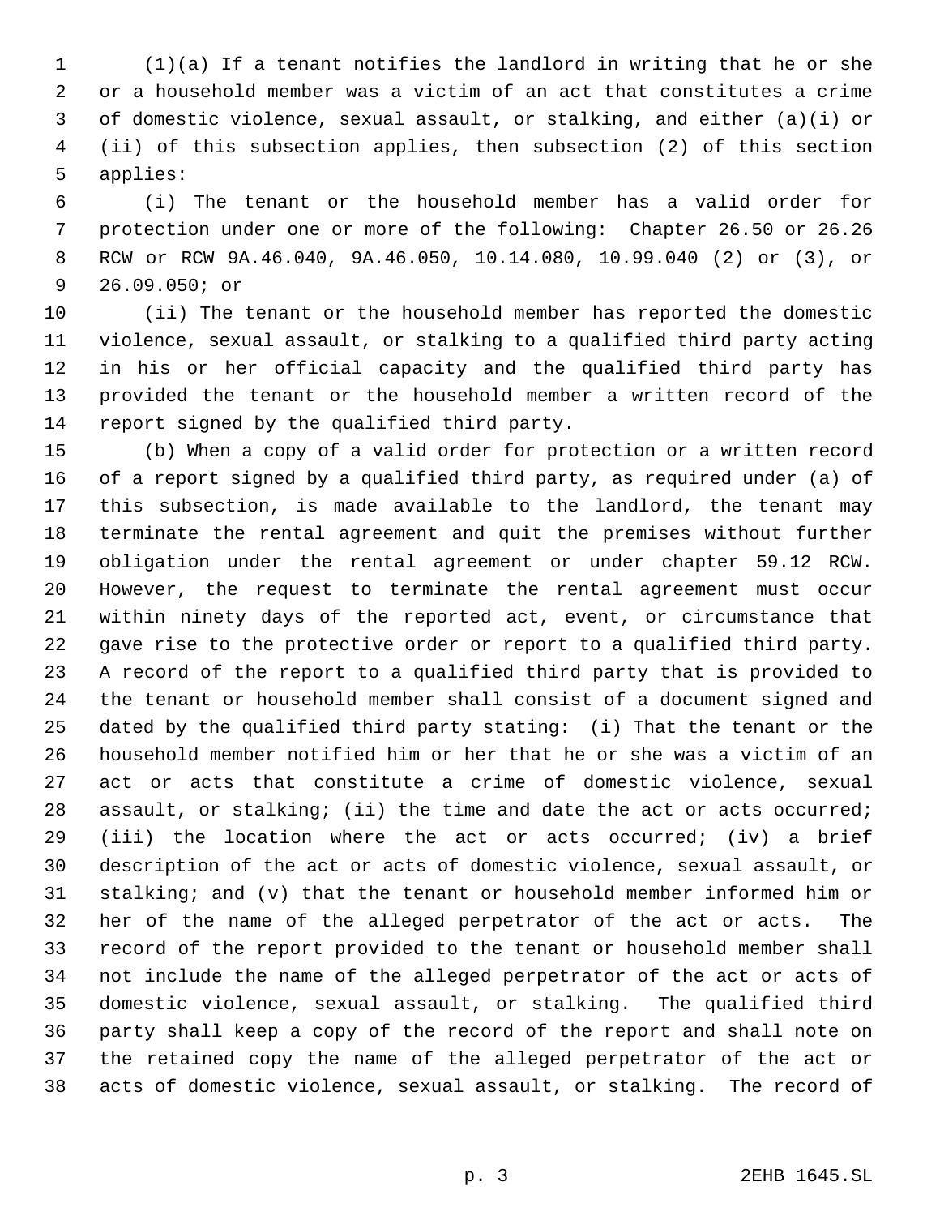(1)(a) If a tenant notifies the landlord in writing that he or she or a household member was a victim of an act that constitutes a crime of domestic violence, sexual assault, or stalking, and either (a)(i) or (ii) of this subsection applies, then subsection (2) of this section applies:

(i) The tenant or the household member has a valid order for protection under one or more of the following: Chapter 26.50 or 26.26 RCW or RCW 9A.46.040, 9A.46.050, 10.14.080, 10.99.040 (2) or (3), or 26.09.050; or

(ii) The tenant or the household member has reported the domestic violence, sexual assault, or stalking to a qualified third party acting in his or her official capacity and the qualified third party has provided the tenant or the household member a written record of the report signed by the qualified third party.

(b) When a copy of a valid order for protection or a written record of a report signed by a qualified third party, as required under (a) of this subsection, is made available to the landlord, the tenant may terminate the rental agreement and quit the premises without further obligation under the rental agreement or under chapter 59.12 RCW. However, the request to terminate the rental agreement must occur within ninety days of the reported act, event, or circumstance that gave rise to the protective order or report to a qualified third party. A record of the report to a qualified third party that is provided to the tenant or household member shall consist of a document signed and dated by the qualified third party stating: (i) That the tenant or the household member notified him or her that he or she was a victim of an act or acts that constitute a crime of domestic violence, sexual assault, or stalking; (ii) the time and date the act or acts occurred; (iii) the location where the act or acts occurred; (iv) a brief description of the act or acts of domestic violence, sexual assault, or stalking; and (v) that the tenant or household member informed him or her of the name of the alleged perpetrator of the act or acts. The record of the report provided to the tenant or household member shall not include the name of the alleged perpetrator of the act or acts of domestic violence, sexual assault, or stalking. The qualified third party shall keep a copy of the record of the report and shall note on the retained copy the name of the alleged perpetrator of the act or acts of domestic violence, sexual assault, or stalking. The record of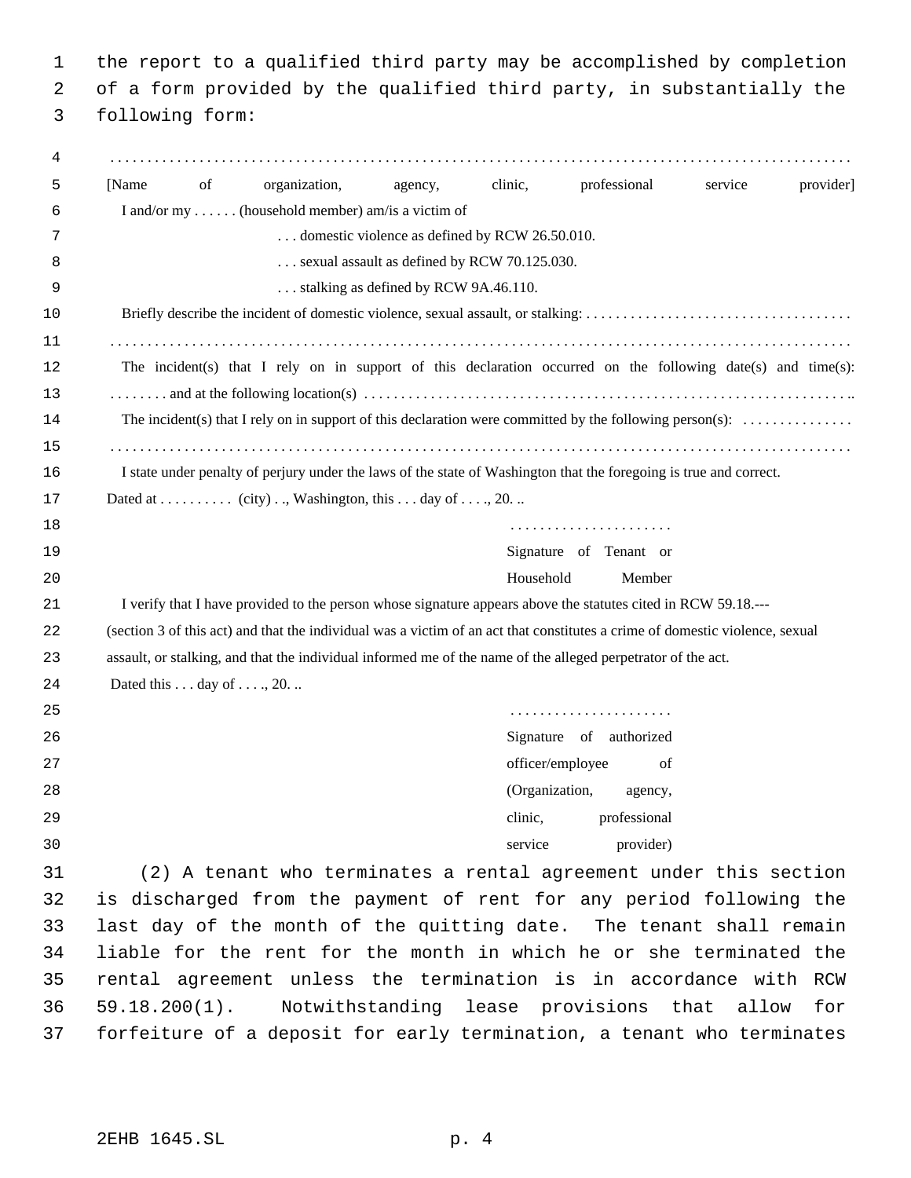the report to a qualified third party may be accomplished by completion of a form provided by the qualified third party, in substantially the following form:

. . . . . . . . . . . . . . . . . . . . . . . . . . . . . . . . . . . . . . . . . . . . . . . . . . . . . . . . . . . . . . . . . . . . . . . . . . . . . . . . . . . . . . . . . . . .

[Name of organization, agency, clinic, professional service provider]

I and/or my . . . . . . (household member) am/is a victim of

. . . domestic violence as defined by RCW 26.50.010.

. . . sexual assault as defined by RCW 70.125.030.

. . . stalking as defined by RCW 9A.46.110.

Briefly describe the incident of domestic violence, sexual assault, or stalking: . . . . . . . . . . . . . . . . . . . . . . . . . . . . . . . . . . .
. . . . . . . . . . . . . . . . . . . . . . . . . . . . . . . . . . . . . . . . . . . . . . . . . . . . . . . . . . . . . . . . . . . . . . . . . . . . . . . . . . . . . . . . . . . . .

The incident(s) that I rely on in support of this declaration occurred on the following date(s) and time(s): . . . . . . . . and at the following location(s) . . . . . . . . . . . . . . . . . . . . . . . . . . . . . . . . . . . . . . . . . . . . . . . . . . . . . . . . . . . . . ..

The incident(s) that I rely on in support of this declaration were committed by the following person(s): . . . . . . . . . . . . . . .
. . . . . . . . . . . . . . . . . . . . . . . . . . . . . . . . . . . . . . . . . . . . . . . . . . . . . . . . . . . . . . . . . . . . . . . . . . . . . . . . . . . . . . . . . . . . .

I state under penalty of perjury under the laws of the state of Washington that the foregoing is true and correct.

Dated at . . . . . . . . . . (city) . ., Washington, this . . . day of . . . ., 20. ..

. . . . . . . . . . . . . . . . . . . . . .
Signature of Tenant or Household Member

I verify that I have provided to the person whose signature appears above the statutes cited in RCW 59.18.--- (section 3 of this act) and that the individual was a victim of an act that constitutes a crime of domestic violence, sexual assault, or stalking, and that the individual informed me of the name of the alleged perpetrator of the act.

Dated this . . . day of . . . ., 20. ..

. . . . . . . . . . . . . . . . . . . . . .
Signature of authorized officer/employee of (Organization, agency, clinic, professional service provider)

(2) A tenant who terminates a rental agreement under this section is discharged from the payment of rent for any period following the last day of the month of the quitting date. The tenant shall remain liable for the rent for the month in which he or she terminated the rental agreement unless the termination is in accordance with RCW 59.18.200(1). Notwithstanding lease provisions that allow for forfeiture of a deposit for early termination, a tenant who terminates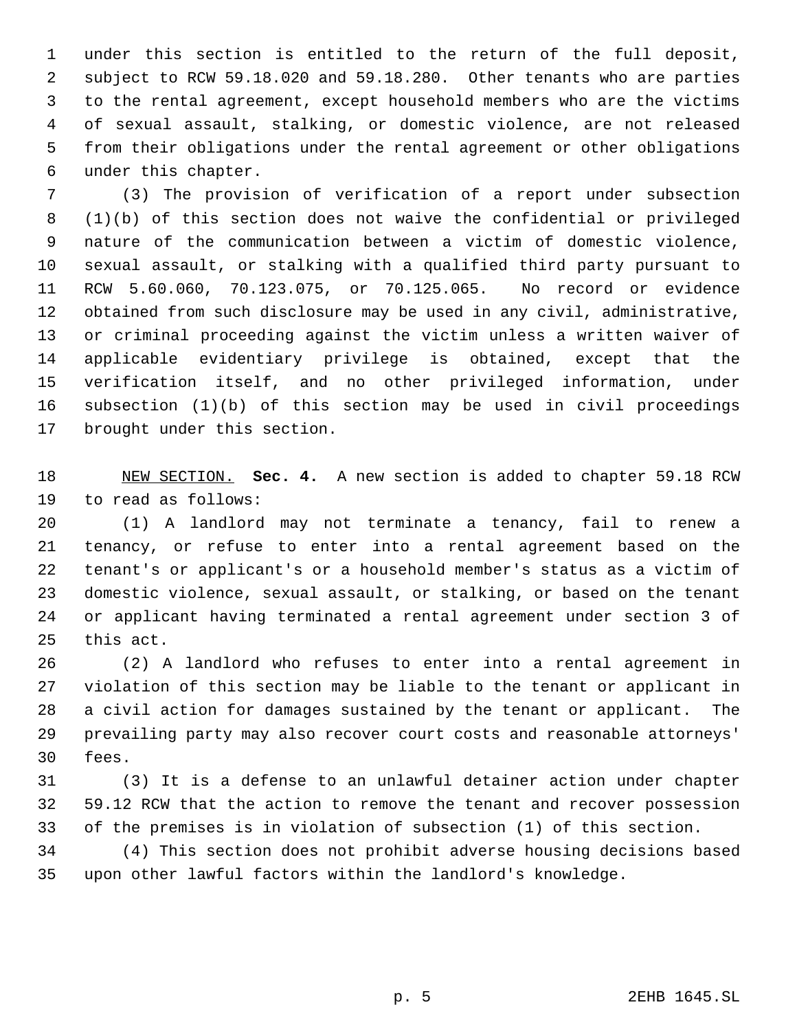under this section is entitled to the return of the full deposit, subject to RCW 59.18.020 and 59.18.280. Other tenants who are parties to the rental agreement, except household members who are the victims of sexual assault, stalking, or domestic violence, are not released from their obligations under the rental agreement or other obligations under this chapter.

(3) The provision of verification of a report under subsection (1)(b) of this section does not waive the confidential or privileged nature of the communication between a victim of domestic violence, sexual assault, or stalking with a qualified third party pursuant to RCW 5.60.060, 70.123.075, or 70.125.065. No record or evidence obtained from such disclosure may be used in any civil, administrative, or criminal proceeding against the victim unless a written waiver of applicable evidentiary privilege is obtained, except that the verification itself, and no other privileged information, under subsection (1)(b) of this section may be used in civil proceedings brought under this section.

NEW SECTION. **Sec. 4.** A new section is added to chapter 59.18 RCW to read as follows:

(1) A landlord may not terminate a tenancy, fail to renew a tenancy, or refuse to enter into a rental agreement based on the tenant's or applicant's or a household member's status as a victim of domestic violence, sexual assault, or stalking, or based on the tenant or applicant having terminated a rental agreement under section 3 of this act.

(2) A landlord who refuses to enter into a rental agreement in violation of this section may be liable to the tenant or applicant in a civil action for damages sustained by the tenant or applicant. The prevailing party may also recover court costs and reasonable attorneys' fees.

(3) It is a defense to an unlawful detainer action under chapter 59.12 RCW that the action to remove the tenant and recover possession of the premises is in violation of subsection (1) of this section.

(4) This section does not prohibit adverse housing decisions based upon other lawful factors within the landlord's knowledge.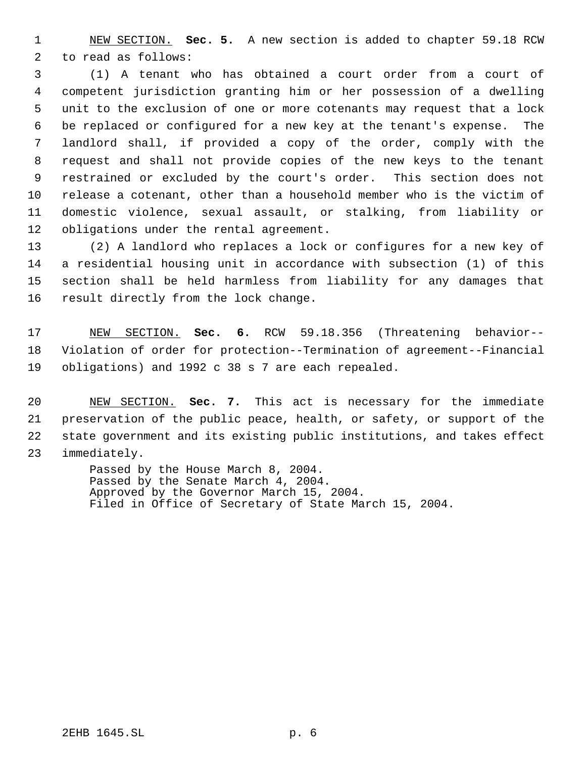NEW SECTION. **Sec. 5.** A new section is added to chapter 59.18 RCW to read as follows:

(1) A tenant who has obtained a court order from a court of competent jurisdiction granting him or her possession of a dwelling unit to the exclusion of one or more cotenants may request that a lock be replaced or configured for a new key at the tenant's expense. The landlord shall, if provided a copy of the order, comply with the request and shall not provide copies of the new keys to the tenant restrained or excluded by the court's order. This section does not release a cotenant, other than a household member who is the victim of domestic violence, sexual assault, or stalking, from liability or obligations under the rental agreement.

(2) A landlord who replaces a lock or configures for a new key of a residential housing unit in accordance with subsection (1) of this section shall be held harmless from liability for any damages that result directly from the lock change.

NEW SECTION. **Sec. 6.** RCW 59.18.356 (Threatening behavior--Violation of order for protection--Termination of agreement--Financial obligations) and 1992 c 38 s 7 are each repealed.

NEW SECTION. **Sec. 7.** This act is necessary for the immediate preservation of the public peace, health, or safety, or support of the state government and its existing public institutions, and takes effect immediately.

Passed by the House March 8, 2004.
Passed by the Senate March 4, 2004.
Approved by the Governor March 15, 2004.
Filed in Office of Secretary of State March 15, 2004.